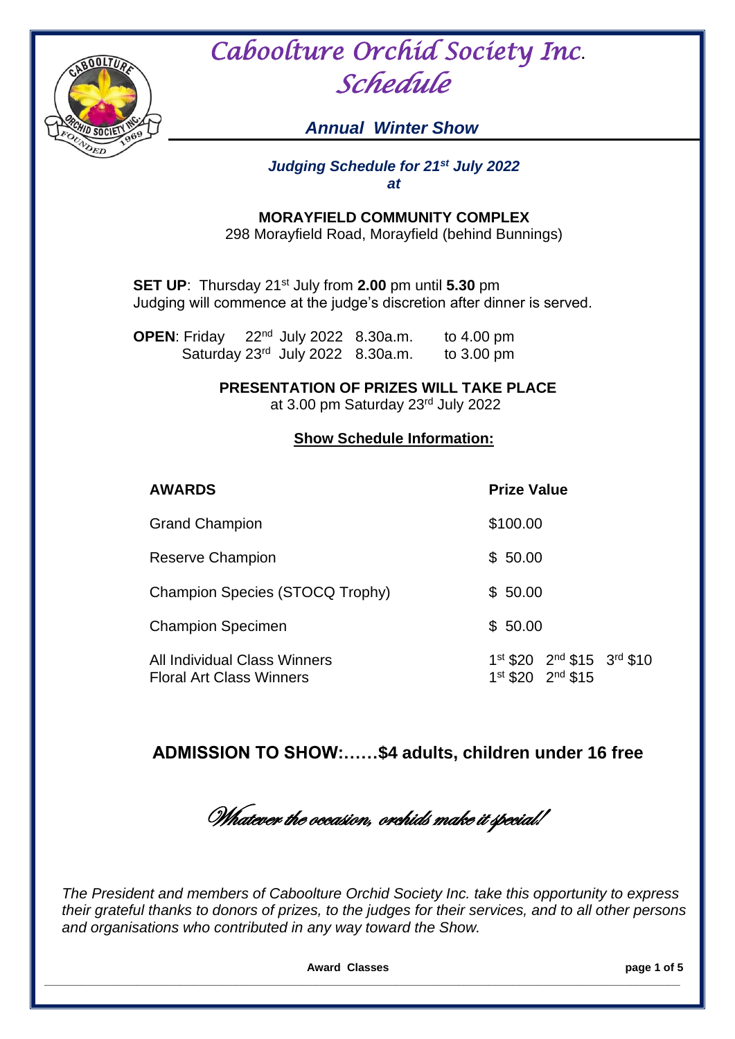# Caboolture Orchid Society Inc.
# Schedule

## *Annual Winter Show*

***Judging Schedule for 21st July 2022***
***at***

**MORAYFIELD COMMUNITY COMPLEX**
298 Morayfield Road, Morayfield (behind Bunnings)

**SET UP**: Thursday 21st July from **2.00** pm until **5.30** pm
Judging will commence at the judge's discretion after dinner is served.

**OPEN**: Friday 22nd July 2022 8.30a.m. to 4.00 pm
Saturday 23rd July 2022 8.30a.m. to 3.00 pm

**PRESENTATION OF PRIZES WILL TAKE PLACE**
at 3.00 pm Saturday 23rd July 2022

**Show Schedule Information:**

| **AWARDS** | **Prize Value** |
|---|---|
| Grand Champion | \$100.00 |
| Reserve Champion | \$ 50.00 |
| Champion Species (STOCQ Trophy) | \$ 50.00 |
| Champion Specimen | \$ 50.00 |
| All Individual Class Winners | 1st \$20 2nd \$15 3rd \$10 |
| Floral Art Class Winners | 1st \$20 2nd \$15 |

**ADMISSION TO SHOW:……\$4 adults, children under 16 free**

*Whatever the occasion, orchids make it special!*

*The President and members of Caboolture Orchid Society Inc. take this opportunity to express their grateful thanks to donors of prizes, to the judges for their services, and to all other persons and organisations who contributed in any way toward the Show.*

**Award Classes**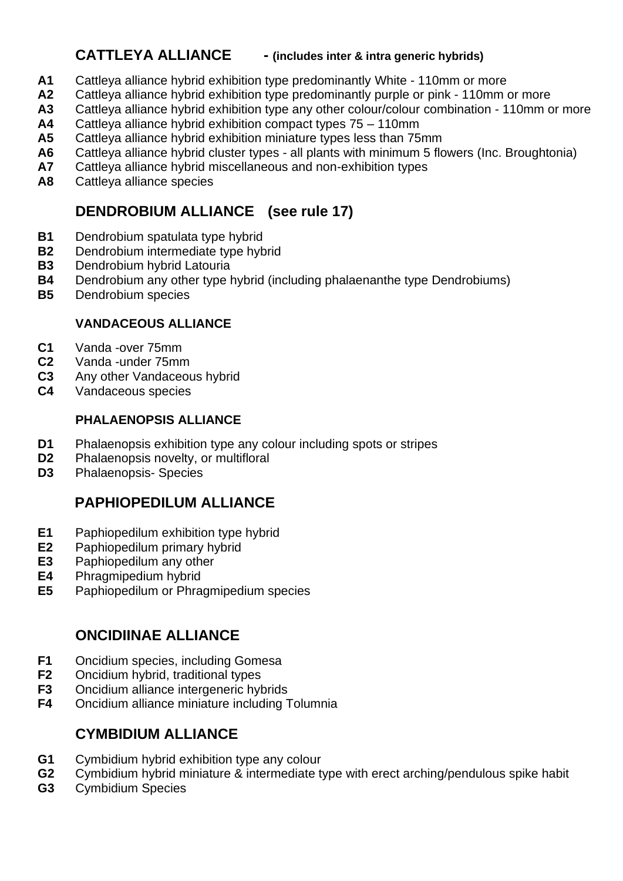## CATTLEYA ALLIANCE - (includes inter & intra generic hybrids)

**A1** Cattleya alliance hybrid exhibition type predominantly White - 110mm or more
**A2** Cattleya alliance hybrid exhibition type predominantly purple or pink - 110mm or more
**A3** Cattleya alliance hybrid exhibition type any other colour/colour combination - 110mm or more
**A4** Cattleya alliance hybrid exhibition compact types 75 – 110mm
**A5** Cattleya alliance hybrid exhibition miniature types less than 75mm
**A6** Cattleya alliance hybrid cluster types - all plants with minimum 5 flowers (Inc. Broughtonia)
**A7** Cattleya alliance hybrid miscellaneous and non-exhibition types
**A8** Cattleya alliance species

## DENDROBIUM ALLIANCE (see rule 17)

**B1** Dendrobium spatulata type hybrid
**B2** Dendrobium intermediate type hybrid
**B3** Dendrobium hybrid Latouria
**B4** Dendrobium any other type hybrid (including phalaenanthe type Dendrobiums)
**B5** Dendrobium species

### VANDACEOUS ALLIANCE

**C1** Vanda -over 75mm
**C2** Vanda -under 75mm
**C3** Any other Vandaceous hybrid
**C4** Vandaceous species

### PHALAENOPSIS ALLIANCE

**D1** Phalaenopsis exhibition type any colour including spots or stripes
**D2** Phalaenopsis novelty, or multifloral
**D3** Phalaenopsis- Species

## PAPHIOPEDILUM ALLIANCE

**E1** Paphiopedilum exhibition type hybrid
**E2** Paphiopedilum primary hybrid
**E3** Paphiopedilum any other
**E4** Phragmipedium hybrid
**E5** Paphiopedilum or Phragmipedium species

## ONCIDIINAE ALLIANCE

**F1** Oncidium species, including Gomesa
**F2** Oncidium hybrid, traditional types
**F3** Oncidium alliance intergeneric hybrids
**F4** Oncidium alliance miniature including Tolumnia

## CYMBIDIUM ALLIANCE

**G1** Cymbidium hybrid exhibition type any colour
**G2** Cymbidium hybrid miniature & intermediate type with erect arching/pendulous spike habit
**G3** Cymbidium Species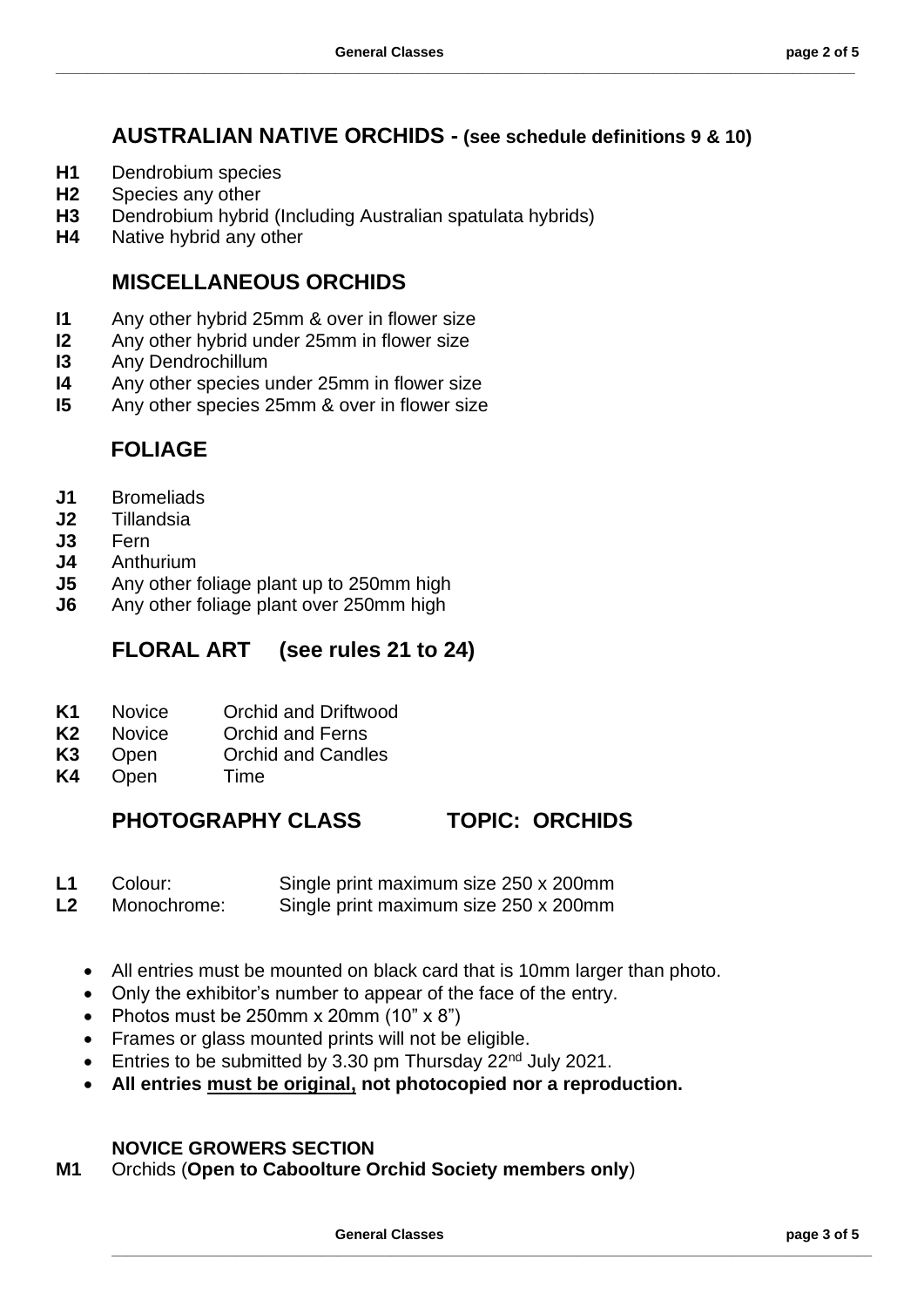## AUSTRALIAN NATIVE ORCHIDS - (see schedule definitions 9 & 10)

**H1** Dendrobium species
**H2** Species any other
**H3** Dendrobium hybrid (Including Australian spatulata hybrids)
**H4** Native hybrid any other

## MISCELLANEOUS ORCHIDS

**I1** Any other hybrid 25mm & over in flower size
**I2** Any other hybrid under 25mm in flower size
**I3** Any Dendrochillum
**I4** Any other species under 25mm in flower size
**I5** Any other species 25mm & over in flower size

## FOLIAGE

**J1** Bromeliads
**J2** Tillandsia
**J3** Fern
**J4** Anthurium
**J5** Any other foliage plant up to 250mm high
**J6** Any other foliage plant over 250mm high

## FLORAL ART (see rules 21 to 24)

**K1** Novice Orchid and Driftwood
**K2** Novice Orchid and Ferns
**K3** Open Orchid and Candles
**K4** Open Time

## PHOTOGRAPHY CLASS TOPIC: ORCHIDS

**L1** Colour: Single print maximum size 250 x 200mm
**L2** Monochrome: Single print maximum size 250 x 200mm

- All entries must be mounted on black card that is 10mm larger than photo.
- Only the exhibitor's number to appear of the face of the entry.
- Photos must be 250mm x 20mm (10" x 8")
- Frames or glass mounted prints will not be eligible.
- Entries to be submitted by 3.30 pm Thursday 22nd July 2021.
- **All entries <u>must be original,</u> not photocopied nor a reproduction.**

### NOVICE GROWERS SECTION

**M1** Orchids (**Open to Caboolture Orchid Society members only**)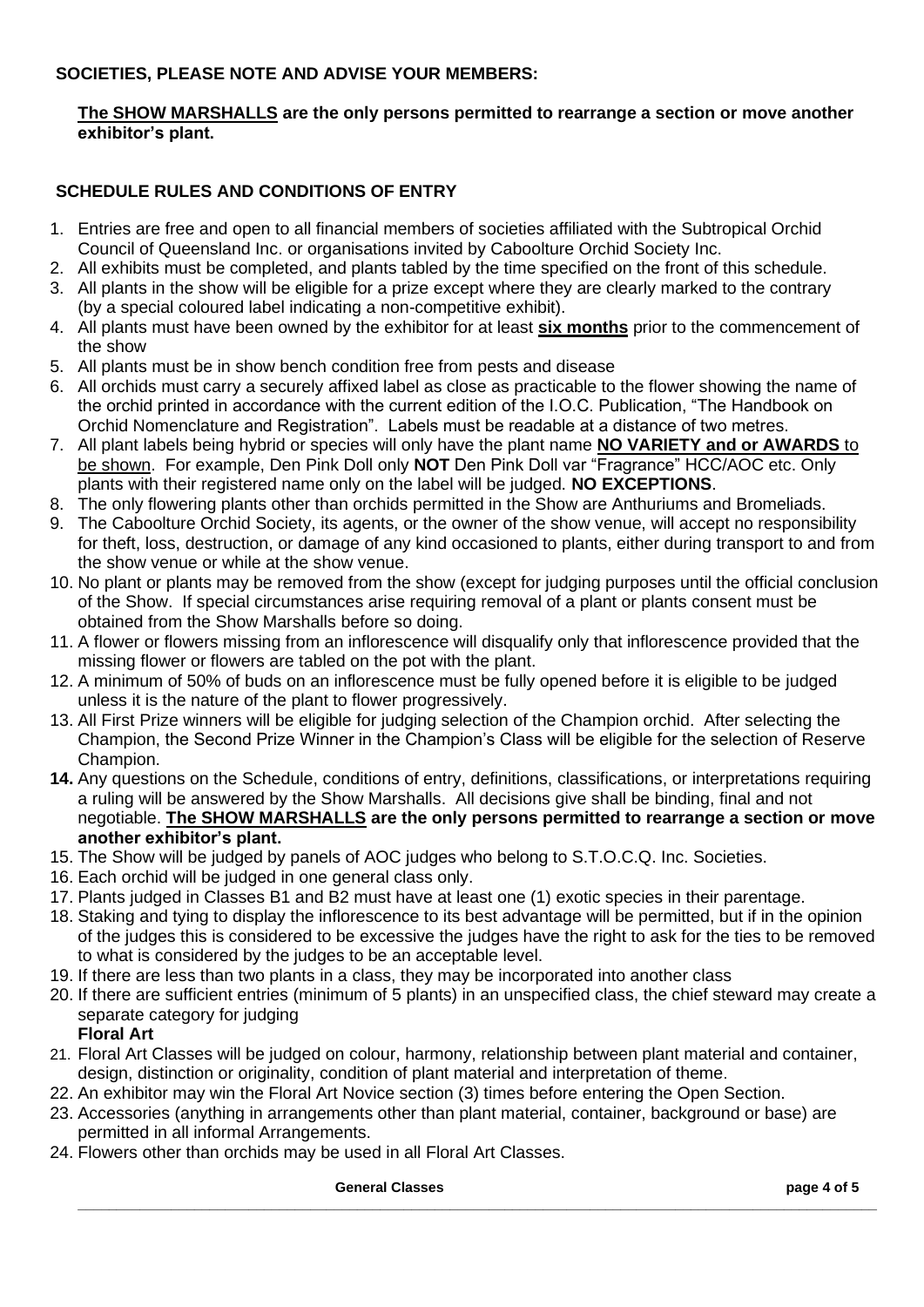**SOCIETIES, PLEASE NOTE AND ADVISE YOUR MEMBERS:**

**<u>The SHOW MARSHALLS</u> are the only persons permitted to rearrange a section or move another exhibitor's plant.**

## SCHEDULE RULES AND CONDITIONS OF ENTRY

1. Entries are free and open to all financial members of societies affiliated with the Subtropical Orchid Council of Queensland Inc. or organisations invited by Caboolture Orchid Society Inc.
2. All exhibits must be completed, and plants tabled by the time specified on the front of this schedule.
3. All plants in the show will be eligible for a prize except where they are clearly marked to the contrary (by a special coloured label indicating a non-competitive exhibit).
4. All plants must have been owned by the exhibitor for at least **<u>six months</u>** prior to the commencement of the show
5. All plants must be in show bench condition free from pests and disease
6. All orchids must carry a securely affixed label as close as practicable to the flower showing the name of the orchid printed in accordance with the current edition of the I.O.C. Publication, "The Handbook on Orchid Nomenclature and Registration". Labels must be readable at a distance of two metres.
7. All plant labels being hybrid or species will only have the plant name **<u>NO VARIETY and or AWARDS</u>** <u>to be shown</u>. For example, Den Pink Doll only **NOT** Den Pink Doll var "Fragrance" HCC/AOC etc. Only plants with their registered name only on the label will be judged. **NO EXCEPTIONS**.
8. The only flowering plants other than orchids permitted in the Show are Anthuriums and Bromeliads.
9. The Caboolture Orchid Society, its agents, or the owner of the show venue, will accept no responsibility for theft, loss, destruction, or damage of any kind occasioned to plants, either during transport to and from the show venue or while at the show venue.
10. No plant or plants may be removed from the show (except for judging purposes until the official conclusion of the Show. If special circumstances arise requiring removal of a plant or plants consent must be obtained from the Show Marshalls before so doing.
11. A flower or flowers missing from an inflorescence will disqualify only that inflorescence provided that the missing flower or flowers are tabled on the pot with the plant.
12. A minimum of 50% of buds on an inflorescence must be fully opened before it is eligible to be judged unless it is the nature of the plant to flower progressively.
13. All First Prize winners will be eligible for judging selection of the Champion orchid. After selecting the Champion, the Second Prize Winner in the Champion's Class will be eligible for the selection of Reserve Champion.
14. Any questions on the Schedule, conditions of entry, definitions, classifications, or interpretations requiring a ruling will be answered by the Show Marshalls. All decisions give shall be binding, final and not negotiable. **<u>The SHOW MARSHALLS</u> are the only persons permitted to rearrange a section or move another exhibitor's plant.**
15. The Show will be judged by panels of AOC judges who belong to S.T.O.C.Q. Inc. Societies.
16. Each orchid will be judged in one general class only.
17. Plants judged in Classes B1 and B2 must have at least one (1) exotic species in their parentage.
18. Staking and tying to display the inflorescence to its best advantage will be permitted, but if in the opinion of the judges this is considered to be excessive the judges have the right to ask for the ties to be removed to what is considered by the judges to be an acceptable level.
19. If there are less than two plants in a class, they may be incorporated into another class
20. If there are sufficient entries (minimum of 5 plants) in an unspecified class, the chief steward may create a separate category for judging

**Floral Art**

21. Floral Art Classes will be judged on colour, harmony, relationship between plant material and container, design, distinction or originality, condition of plant material and interpretation of theme.
22. An exhibitor may win the Floral Art Novice section (3) times before entering the Open Section.
23. Accessories (anything in arrangements other than plant material, container, background or base) are permitted in all informal Arrangements.
24. Flowers other than orchids may be used in all Floral Art Classes.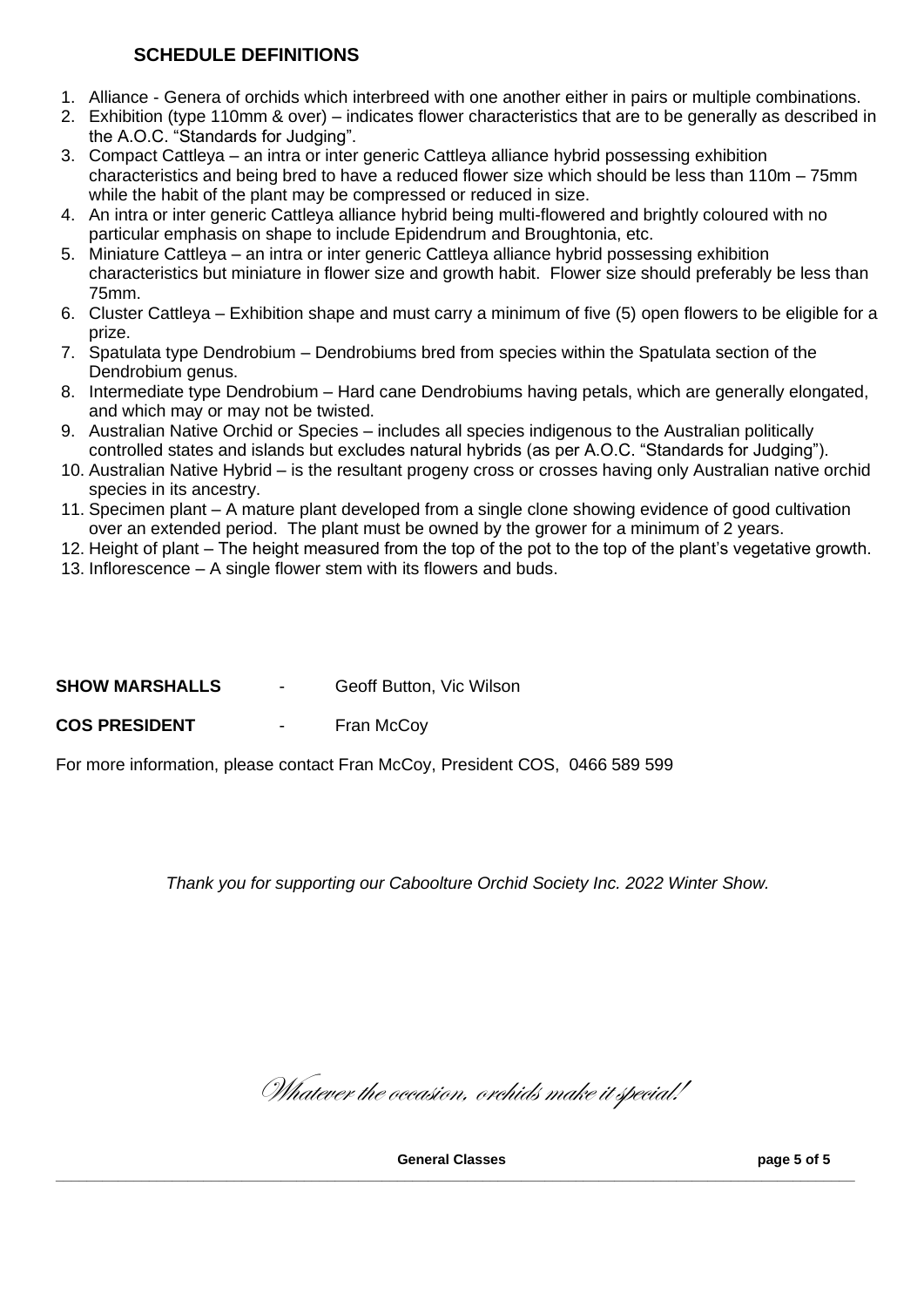## SCHEDULE DEFINITIONS

1. Alliance - Genera of orchids which interbreed with one another either in pairs or multiple combinations.
2. Exhibition (type 110mm & over) – indicates flower characteristics that are to be generally as described in the A.O.C. "Standards for Judging".
3. Compact Cattleya – an intra or inter generic Cattleya alliance hybrid possessing exhibition characteristics and being bred to have a reduced flower size which should be less than 110m – 75mm while the habit of the plant may be compressed or reduced in size.
4. An intra or inter generic Cattleya alliance hybrid being multi-flowered and brightly coloured with no particular emphasis on shape to include Epidendrum and Broughtonia, etc.
5. Miniature Cattleya – an intra or inter generic Cattleya alliance hybrid possessing exhibition characteristics but miniature in flower size and growth habit. Flower size should preferably be less than 75mm.
6. Cluster Cattleya – Exhibition shape and must carry a minimum of five (5) open flowers to be eligible for a prize.
7. Spatulata type Dendrobium – Dendrobiums bred from species within the Spatulata section of the Dendrobium genus.
8. Intermediate type Dendrobium – Hard cane Dendrobiums having petals, which are generally elongated, and which may or may not be twisted.
9. Australian Native Orchid or Species – includes all species indigenous to the Australian politically controlled states and islands but excludes natural hybrids (as per A.O.C. "Standards for Judging").
10. Australian Native Hybrid – is the resultant progeny cross or crosses having only Australian native orchid species in its ancestry.
11. Specimen plant – A mature plant developed from a single clone showing evidence of good cultivation over an extended period. The plant must be owned by the grower for a minimum of 2 years.
12. Height of plant – The height measured from the top of the pot to the top of the plant's vegetative growth.
13. Inflorescence – A single flower stem with its flowers and buds.

**SHOW MARSHALLS** - Geoff Button, Vic Wilson

**COS PRESIDENT** - Fran McCoy

For more information, please contact Fran McCoy, President COS, 0466 589 599

*Thank you for supporting our Caboolture Orchid Society Inc. 2022 Winter Show.*

*Whatever the occasion, orchids make it special!*